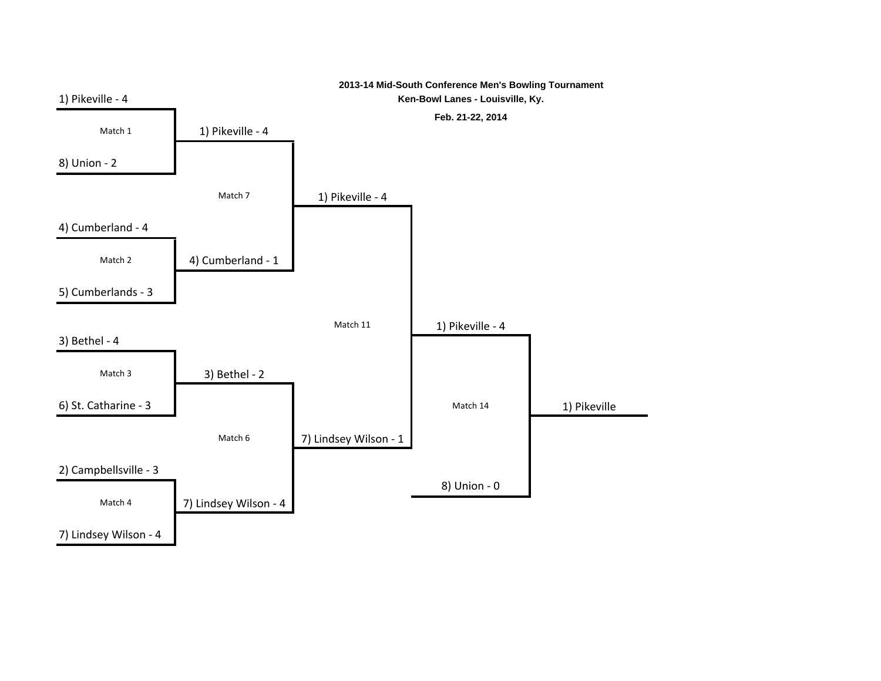**2013-14 Mid-South Conference Men's Bowling Tournament**

**Ken-Bowl Lanes - Louisville, Ky.**

**Feb. 21-22, 2014**

1) Pikeville - 4

Match 1

8) Union - 2

1) Pikeville - 4

Match 7

4) Cumberland - 4

Match 2

5) Cumberlands - 3

4) Cumberland - 1

1) Pikeville - 4

Match 11

3) Bethel - 4

Match 3

6) St. Catharine - 3

3) Bethel - 2

Match 6

2) Campbellsville - 3

Match 4

7) Lindsey Wilson - 4

7) Lindsey Wilson - 4

7) Lindsey Wilson - 1

1) Pikeville - 4

Match 14

8) Union - 0

1) Pikeville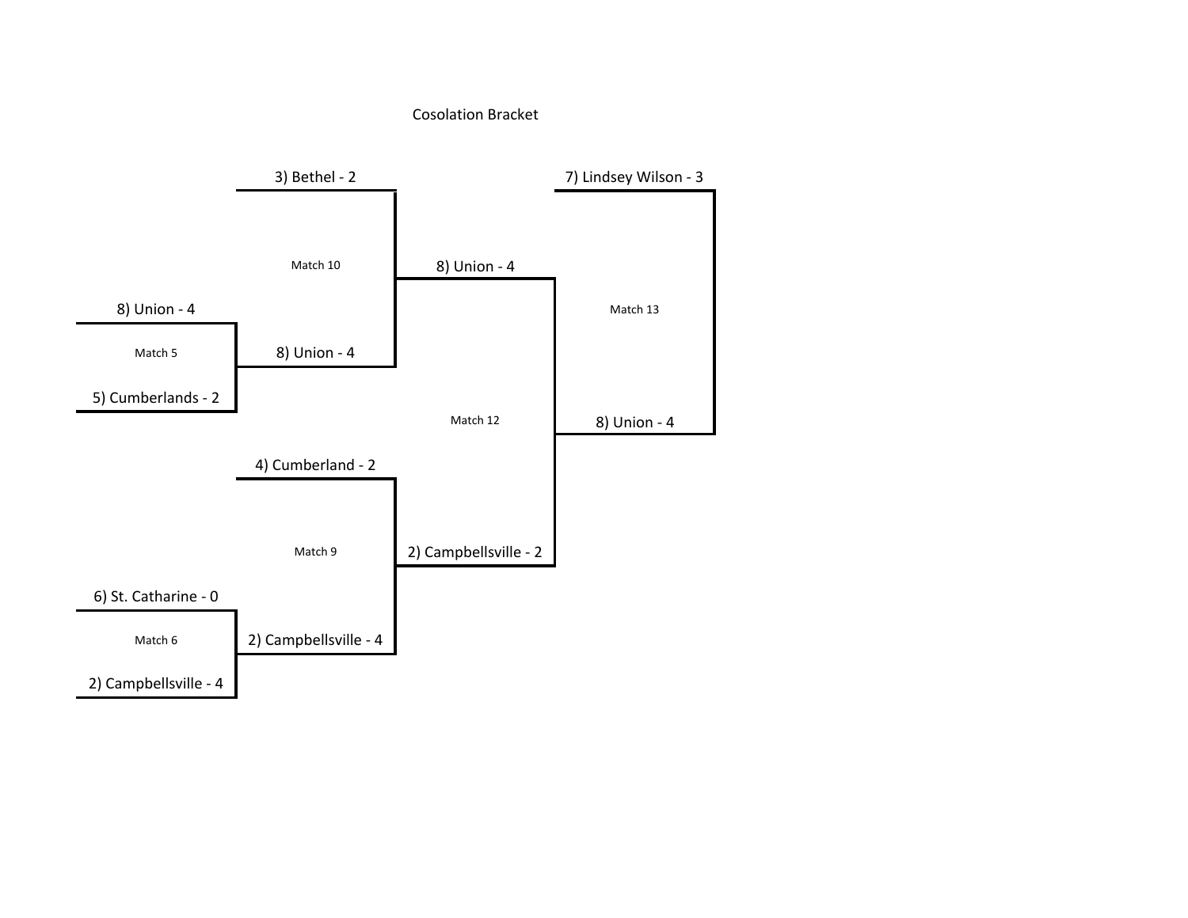Cosolation Bracket

3) Bethel - 2

Match 10

8) Union - 4

8) Union - 4

Match 5

8) Union - 4

5) Cumberlands - 2

7) Lindsey Wilson - 3

Match 13

8) Union - 4

Match 12

4) Cumberland - 2

Match 9

2) Campbellsville - 2

6) St. Catharine - 0

Match 6

2) Campbellsville - 4

2) Campbellsville - 4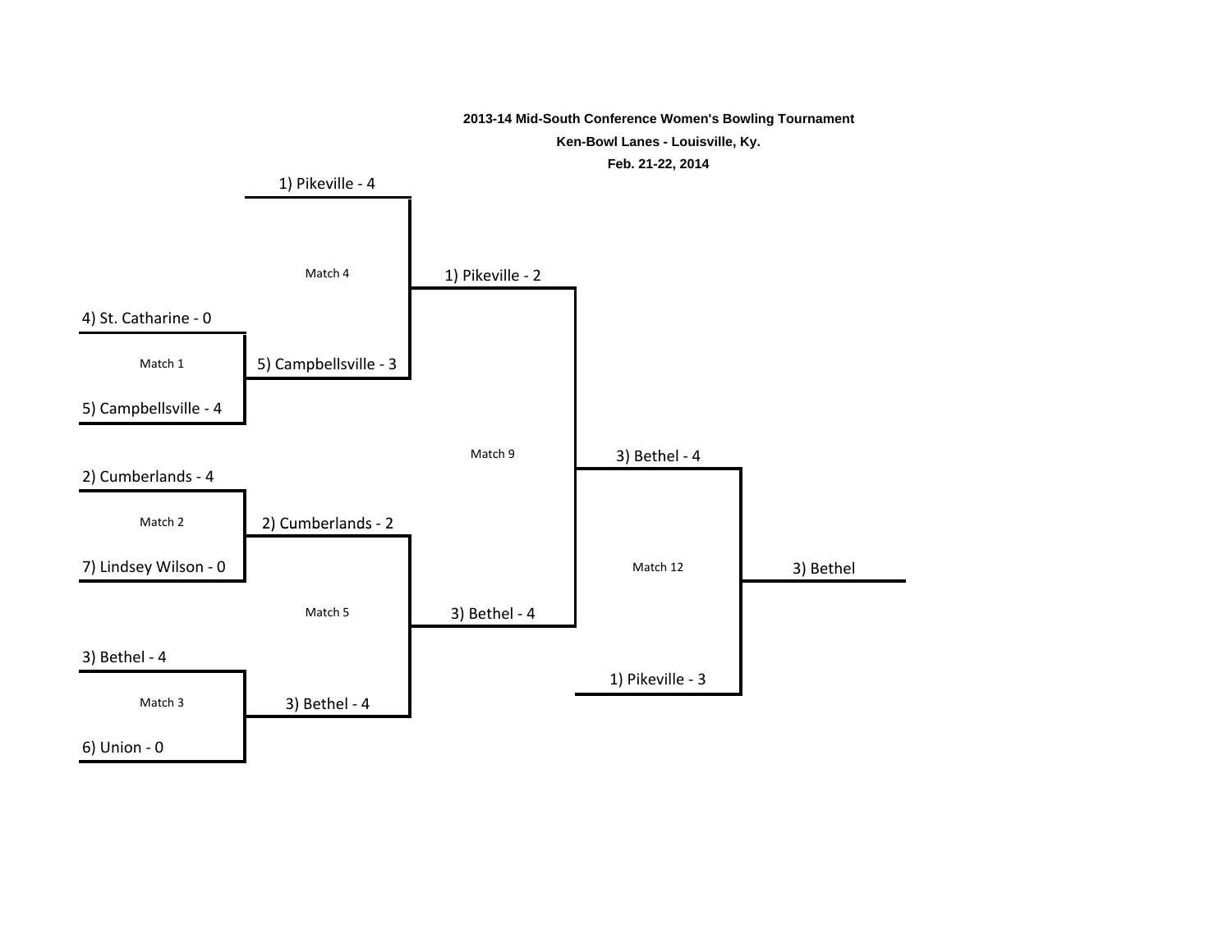**2013-14 Mid-South Conference Women's Bowling Tournament**

**Ken-Bowl Lanes - Louisville, Ky.**

**Feb. 21-22, 2014**

**Match 1**
- 4) St. Catharine - 0
- 5) Campbellsville - 4

**Match 2**
- 2) Cumberlands - 4
- 7) Lindsey Wilson - 0

**Match 3**
- 3) Bethel - 4
- 6) Union - 0

**Match 4**
- 1) Pikeville - 4
- 5) Campbellsville - 3

**Match 5**
- 2) Cumberlands - 2
- 3) Bethel - 4

**Match 9**
- 1) Pikeville - 2
- 3) Bethel - 4

**Match 12**
- 3) Bethel - 4
- 1) Pikeville - 3

**Champion:** 3) Bethel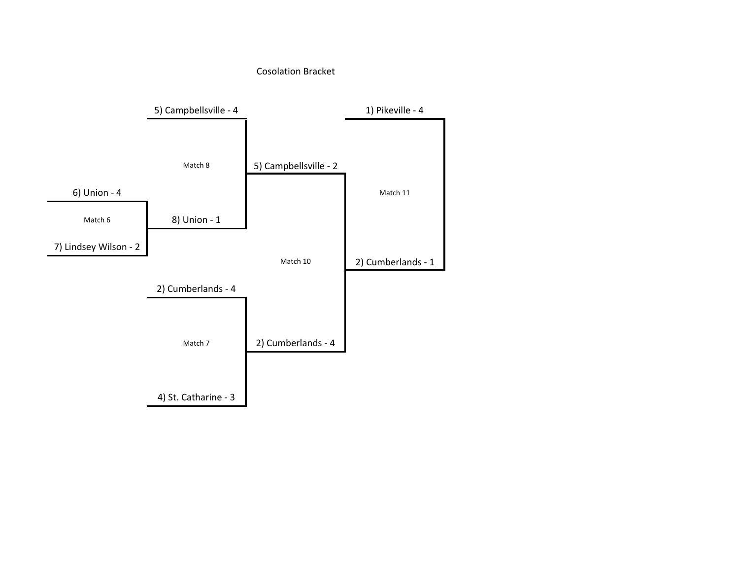Cosolation Bracket

Match 6

6) Union - 4

7) Lindsey Wilson - 2

Match 8

5) Campbellsville - 4

8) Union - 1

Match 7

2) Cumberlands - 4

4) St. Catharine - 3

Match 10

5) Campbellsville - 2

2) Cumberlands - 4

Match 11

1) Pikeville - 4

2) Cumberlands - 1